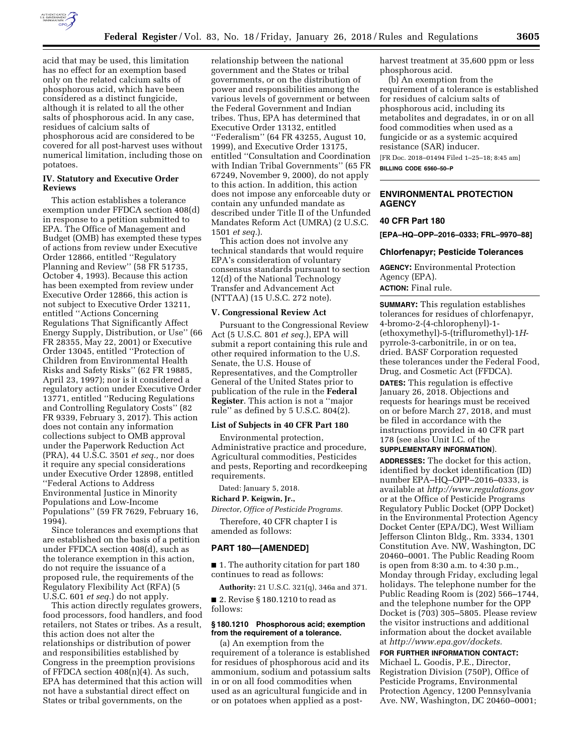acid that may be used, this limitation has no effect for an exemption based only on the related calcium salts of phosphorous acid, which have been considered as a distinct fungicide, although it is related to all the other salts of phosphorous acid. In any case, residues of calcium salts of phosphorous acid are considered to be covered for all post-harvest uses without numerical limitation, including those on potatoes.

### IV. Statutory and Executive Order Reviews

This action establishes a tolerance exemption under FFDCA section 408(d) in response to a petition submitted to EPA. The Office of Management and Budget (OMB) has exempted these types of actions from review under Executive Order 12866, entitled ''Regulatory Planning and Review'' (58 FR 51735, October 4, 1993). Because this action has been exempted from review under Executive Order 12866, this action is not subject to Executive Order 13211, entitled ''Actions Concerning Regulations That Significantly Affect Energy Supply, Distribution, or Use'' (66 FR 28355, May 22, 2001) or Executive Order 13045, entitled ''Protection of Children from Environmental Health Risks and Safety Risks'' (62 FR 19885, April 23, 1997); nor is it considered a regulatory action under Executive Order 13771, entitled ''Reducing Regulations and Controlling Regulatory Costs'' (82 FR 9339, February 3, 2017). This action does not contain any information collections subject to OMB approval under the Paperwork Reduction Act (PRA), 44 U.S.C. 3501 *et seq.,* nor does it require any special considerations under Executive Order 12898, entitled ''Federal Actions to Address Environmental Justice in Minority Populations and Low-Income Populations'' (59 FR 7629, February 16, 1994).

Since tolerances and exemptions that are established on the basis of a petition under FFDCA section 408(d), such as the tolerance exemption in this action, do not require the issuance of a proposed rule, the requirements of the Regulatory Flexibility Act (RFA) (5 U.S.C. 601 *et seq.*) do not apply.

This action directly regulates growers, food processors, food handlers, and food retailers, not States or tribes. As a result, this action does not alter the relationships or distribution of power and responsibilities established by Congress in the preemption provisions of FFDCA section 408(n)(4). As such, EPA has determined that this action will not have a substantial direct effect on States or tribal governments, on the relationship between the national government and the States or tribal governments, or on the distribution of power and responsibilities among the various levels of government or between the Federal Government and Indian tribes. Thus, EPA has determined that Executive Order 13132, entitled ''Federalism'' (64 FR 43255, August 10, 1999), and Executive Order 13175, entitled ''Consultation and Coordination with Indian Tribal Governments'' (65 FR 67249, November 9, 2000), do not apply to this action. In addition, this action does not impose any enforceable duty or contain any unfunded mandate as described under Title II of the Unfunded Mandates Reform Act (UMRA) (2 U.S.C. 1501 *et seq.*).

This action does not involve any technical standards that would require EPA's consideration of voluntary consensus standards pursuant to section 12(d) of the National Technology Transfer and Advancement Act (NTTAA) (15 U.S.C. 272 note).

### V. Congressional Review Act

Pursuant to the Congressional Review Act (5 U.S.C. 801 *et seq.*), EPA will submit a report containing this rule and other required information to the U.S. Senate, the U.S. House of Representatives, and the Comptroller General of the United States prior to publication of the rule in the **Federal Register**. This action is not a ''major rule'' as defined by 5 U.S.C. 804(2).

### List of Subjects in 40 CFR Part 180

Environmental protection, Administrative practice and procedure, Agricultural commodities, Pesticides and pests, Reporting and recordkeeping requirements.

Dated: January 5, 2018.

**Richard P. Keigwin, Jr.,**

*Director, Office of Pesticide Programs.*

Therefore, 40 CFR chapter I is amended as follows:

## PART 180—[AMENDED]

■ 1. The authority citation for part 180 continues to read as follows:

**Authority:** 21 U.S.C. 321(q), 346a and 371.

■ 2. Revise § 180.1210 to read as follows:

#### § 180.1210 Phosphorous acid; exemption from the requirement of a tolerance.

(a) An exemption from the requirement of a tolerance is established for residues of phosphorous acid and its ammonium, sodium and potassium salts in or on all food commodities when used as an agricultural fungicide and in or on potatoes when applied as a post-harvest treatment at 35,600 ppm or less phosphorous acid.

(b) An exemption from the requirement of a tolerance is established for residues of calcium salts of phosphorous acid, including its metabolites and degradates, in or on all food commodities when used as a fungicide or as a systemic acquired resistance (SAR) inducer.

[FR Doc. 2018–01494 Filed 1–25–18; 8:45 am]

**BILLING CODE 6560–50–P**

---

## ENVIRONMENTAL PROTECTION AGENCY

### 40 CFR Part 180

**[EPA–HQ–OPP–2016–0333; FRL–9970–88]**

### Chlorfenapyr; Pesticide Tolerances

**AGENCY:** Environmental Protection Agency (EPA).

**ACTION:** Final rule.

**SUMMARY:** This regulation establishes tolerances for residues of chlorfenapyr, 4-bromo-2-(4-chlorophenyl)-1-(ethoxymethyl)-5-(trifluromethyl)-1*H*-pyrrole-3-carbonitrile, in or on tea, dried. BASF Corporation requested these tolerances under the Federal Food, Drug, and Cosmetic Act (FFDCA).

**DATES:** This regulation is effective January 26, 2018. Objections and requests for hearings must be received on or before March 27, 2018, and must be filed in accordance with the instructions provided in 40 CFR part 178 (see also Unit I.C. of the **SUPPLEMENTARY INFORMATION**).

**ADDRESSES:** The docket for this action, identified by docket identification (ID) number EPA–HQ–OPP–2016–0333, is available at *http://www.regulations.gov* or at the Office of Pesticide Programs Regulatory Public Docket (OPP Docket) in the Environmental Protection Agency Docket Center (EPA/DC), West William Jefferson Clinton Bldg., Rm. 3334, 1301 Constitution Ave. NW, Washington, DC 20460–0001. The Public Reading Room is open from 8:30 a.m. to 4:30 p.m., Monday through Friday, excluding legal holidays. The telephone number for the Public Reading Room is (202) 566–1744, and the telephone number for the OPP Docket is (703) 305–5805. Please review the visitor instructions and additional information about the docket available at *http://www.epa.gov/dockets.*

**FOR FURTHER INFORMATION CONTACT:** Michael L. Goodis, P.E., Director, Registration Division (7505P), Office of Pesticide Programs, Environmental Protection Agency, 1200 Pennsylvania Ave. NW, Washington, DC 20460–0001;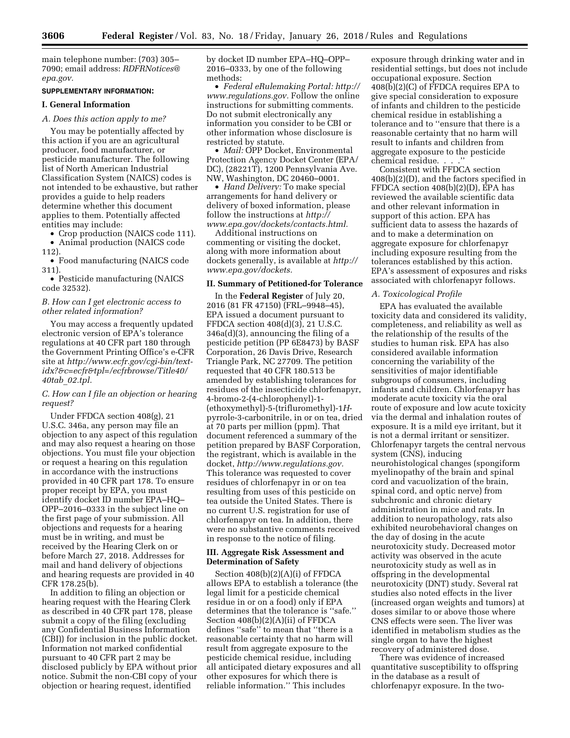main telephone number: (703) 305–7090; email address: *RDFRNotices@epa.gov.*

**SUPPLEMENTARY INFORMATION:**

## I. General Information

### A. Does this action apply to me?

You may be potentially affected by this action if you are an agricultural producer, food manufacturer, or pesticide manufacturer. The following list of North American Industrial Classification System (NAICS) codes is not intended to be exhaustive, but rather provides a guide to help readers determine whether this document applies to them. Potentially affected entities may include:

- Crop production (NAICS code 111).
- Animal production (NAICS code 112).
- Food manufacturing (NAICS code 311).
- Pesticide manufacturing (NAICS code 32532).

### B. How can I get electronic access to other related information?

You may access a frequently updated electronic version of EPA's tolerance regulations at 40 CFR part 180 through the Government Printing Office's e-CFR site at *http://www.ecfr.gov/cgi-bin/text-idx?&c=ecfr&tpl=/ecfrbrowse/Title40/40tab_02.tpl.*

### C. How can I file an objection or hearing request?

Under FFDCA section 408(g), 21 U.S.C. 346a, any person may file an objection to any aspect of this regulation and may also request a hearing on those objections. You must file your objection or request a hearing on this regulation in accordance with the instructions provided in 40 CFR part 178. To ensure proper receipt by EPA, you must identify docket ID number EPA–HQ–OPP–2016–0333 in the subject line on the first page of your submission. All objections and requests for a hearing must be in writing, and must be received by the Hearing Clerk on or before March 27, 2018. Addresses for mail and hand delivery of objections and hearing requests are provided in 40 CFR 178.25(b).

In addition to filing an objection or hearing request with the Hearing Clerk as described in 40 CFR part 178, please submit a copy of the filing (excluding any Confidential Business Information (CBI)) for inclusion in the public docket. Information not marked confidential pursuant to 40 CFR part 2 may be disclosed publicly by EPA without prior notice. Submit the non-CBI copy of your objection or hearing request, identified by docket ID number EPA–HQ–OPP–2016–0333, by one of the following methods:

- *Federal eRulemaking Portal: http://www.regulations.gov.* Follow the online instructions for submitting comments. Do not submit electronically any information you consider to be CBI or other information whose disclosure is restricted by statute.
- *Mail:* OPP Docket, Environmental Protection Agency Docket Center (EPA/DC), (28221T), 1200 Pennsylvania Ave. NW, Washington, DC 20460–0001.
- *Hand Delivery:* To make special arrangements for hand delivery or delivery of boxed information, please follow the instructions at *http://www.epa.gov/dockets/contacts.html.*

Additional instructions on commenting or visiting the docket, along with more information about dockets generally, is available at *http://www.epa.gov/dockets.*

## II. Summary of Petitioned-for Tolerance

In the **Federal Register** of July 20, 2016 (81 FR 47150) (FRL–9948–45), EPA issued a document pursuant to FFDCA section 408(d)(3), 21 U.S.C. 346a(d)(3), announcing the filing of a pesticide petition (PP 6E8473) by BASF Corporation, 26 Davis Drive, Research Triangle Park, NC 27709. The petition requested that 40 CFR 180.513 be amended by establishing tolerances for residues of the insecticide chlorfenapyr, 4-bromo-2-(4-chlorophenyl)-1-(ethoxymethyl)-5-(trifluromethyl)-1*H*-pyrrole-3-carbonitrile, in or on tea, dried at 70 parts per million (ppm). That document referenced a summary of the petition prepared by BASF Corporation, the registrant, which is available in the docket, *http://www.regulations.gov.* This tolerance was requested to cover residues of chlorfenapyr in or on tea resulting from uses of this pesticide on tea outside the United States. There is no current U.S. registration for use of chlorfenapyr on tea. In addition, there were no substantive comments received in response to the notice of filing.

## III. Aggregate Risk Assessment and Determination of Safety

Section 408(b)(2)(A)(i) of FFDCA allows EPA to establish a tolerance (the legal limit for a pesticide chemical residue in or on a food) only if EPA determines that the tolerance is "safe." Section 408(b)(2)(A)(ii) of FFDCA defines "safe" to mean that "there is a reasonable certainty that no harm will result from aggregate exposure to the pesticide chemical residue, including all anticipated dietary exposures and all other exposures for which there is reliable information." This includes exposure through drinking water and in residential settings, but does not include occupational exposure. Section 408(b)(2)(C) of FFDCA requires EPA to give special consideration to exposure of infants and children to the pesticide chemical residue in establishing a tolerance and to "ensure that there is a reasonable certainty that no harm will result to infants and children from aggregate exposure to the pesticide chemical residue. . . ."

Consistent with FFDCA section 408(b)(2)(D), and the factors specified in FFDCA section 408(b)(2)(D), EPA has reviewed the available scientific data and other relevant information in support of this action. EPA has sufficient data to assess the hazards of and to make a determination on aggregate exposure for chlorfenapyr including exposure resulting from the tolerances established by this action. EPA's assessment of exposures and risks associated with chlorfenapyr follows.

### A. Toxicological Profile

EPA has evaluated the available toxicity data and considered its validity, completeness, and reliability as well as the relationship of the results of the studies to human risk. EPA has also considered available information concerning the variability of the sensitivities of major identifiable subgroups of consumers, including infants and children. Chlorfenapyr has moderate acute toxicity via the oral route of exposure and low acute toxicity via the dermal and inhalation routes of exposure. It is a mild eye irritant, but it is not a dermal irritant or sensitizer. Chlorfenapyr targets the central nervous system (CNS), inducing neurohistological changes (spongiform myelinopathy of the brain and spinal cord and vacuolization of the brain, spinal cord, and optic nerve) from subchronic and chronic dietary administration in mice and rats. In addition to neuropathology, rats also exhibited neurobehavioral changes on the day of dosing in the acute neurotoxicity study. Decreased motor activity was observed in the acute neurotoxicity study as well as in offspring in the developmental neurotoxicity (DNT) study. Several rat studies also noted effects in the liver (increased organ weights and tumors) at doses similar to or above those where CNS effects were seen. The liver was identified in metabolism studies as the single organ to have the highest recovery of administered dose.

There was evidence of increased quantitative susceptibility to offspring in the database as a result of chlorfenapyr exposure. In the two-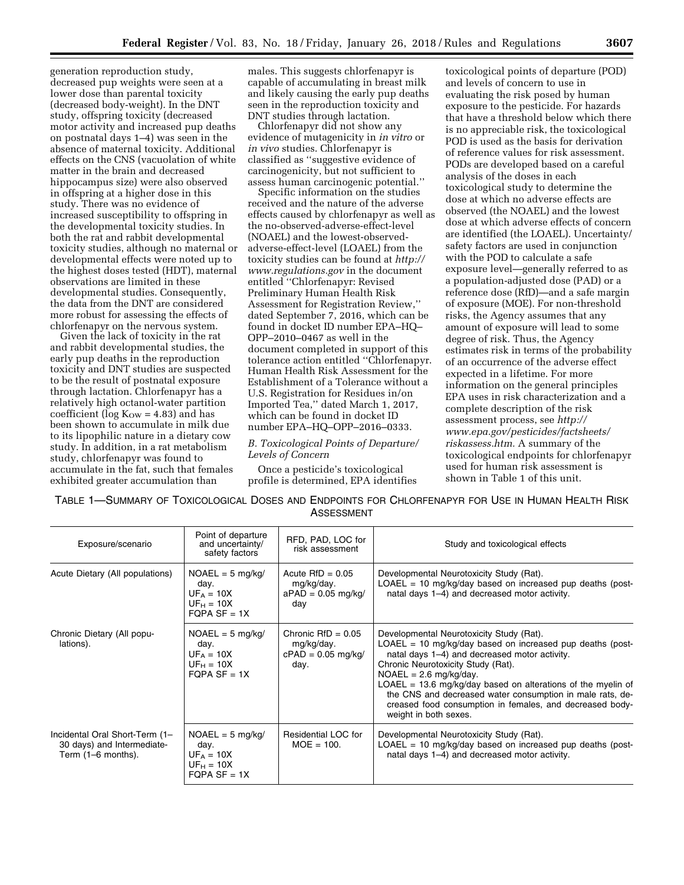generation reproduction study, decreased pup weights were seen at a lower dose than parental toxicity (decreased body-weight). In the DNT study, offspring toxicity (decreased motor activity and increased pup deaths on postnatal days 1–4) was seen in the absence of maternal toxicity. Additional effects on the CNS (vacuolation of white matter in the brain and decreased hippocampus size) were also observed in offspring at a higher dose in this study. There was no evidence of increased susceptibility to offspring in the developmental toxicity studies. In both the rat and rabbit developmental toxicity studies, although no maternal or developmental effects were noted up to the highest doses tested (HDT), maternal observations are limited in these developmental studies. Consequently, the data from the DNT are considered more robust for assessing the effects of chlorfenapyr on the nervous system.

Given the lack of toxicity in the rat and rabbit developmental studies, the early pup deaths in the reproduction toxicity and DNT studies are suspected to be the result of postnatal exposure through lactation. Chlorfenapyr has a relatively high octanol-water partition coefficient (log $K_{OW}$ = 4.83) and has been shown to accumulate in milk due to its lipophilic nature in a dietary cow study. In addition, in a rat metabolism study, chlorfenapyr was found to accumulate in the fat, such that females exhibited greater accumulation than males. This suggests chlorfenapyr is capable of accumulating in breast milk and likely causing the early pup deaths seen in the reproduction toxicity and DNT studies through lactation.

Chlorfenapyr did not show any evidence of mutagenicity in *in vitro* or *in vivo* studies. Chlorfenapyr is classified as ''suggestive evidence of carcinogenicity, but not sufficient to assess human carcinogenic potential.''

Specific information on the studies received and the nature of the adverse effects caused by chlorfenapyr as well as the no-observed-adverse-effect-level (NOAEL) and the lowest-observed-adverse-effect-level (LOAEL) from the toxicity studies can be found at *http://www.regulations.gov* in the document entitled ''Chlorfenapyr: Revised Preliminary Human Health Risk Assessment for Registration Review,'' dated September 7, 2016, which can be found in docket ID number EPA–HQ–OPP–2010–0467 as well in the document completed in support of this tolerance action entitled ''Chlorfenapyr. Human Health Risk Assessment for the Establishment of a Tolerance without a U.S. Registration for Residues in/on Imported Tea,'' dated March 1, 2017, which can be found in docket ID number EPA–HQ–OPP–2016–0333.

### *B. Toxicological Points of Departure/Levels of Concern*

Once a pesticide's toxicological profile is determined, EPA identifies toxicological points of departure (POD) and levels of concern to use in evaluating the risk posed by human exposure to the pesticide. For hazards that have a threshold below which there is no appreciable risk, the toxicological POD is used as the basis for derivation of reference values for risk assessment. PODs are developed based on a careful analysis of the doses in each toxicological study to determine the dose at which no adverse effects are observed (the NOAEL) and the lowest dose at which adverse effects of concern are identified (the LOAEL). Uncertainty/safety factors are used in conjunction with the POD to calculate a safe exposure level—generally referred to as a population-adjusted dose (PAD) or a reference dose (RfD)—and a safe margin of exposure (MOE). For non-threshold risks, the Agency assumes that any amount of exposure will lead to some degree of risk. Thus, the Agency estimates risk in terms of the probability of an occurrence of the adverse effect expected in a lifetime. For more information on the general principles EPA uses in risk characterization and a complete description of the risk assessment process, see *http://www.epa.gov/pesticides/factsheets/riskassess.htm.* A summary of the toxicological endpoints for chlorfenapyr used for human risk assessment is shown in Table 1 of this unit.

TABLE 1—SUMMARY OF TOXICOLOGICAL DOSES AND ENDPOINTS FOR CHLORFENAPYR FOR USE IN HUMAN HEALTH RISK ASSESSMENT

| Exposure/scenario | Point of departure and uncertainty/safety factors | RFD, PAD, LOC for risk assessment | Study and toxicological effects |
|---|---|---|---|
| Acute Dietary (All populations) | NOAEL = 5 mg/kg/day. $UF_A$ = 10X $UF_H$ = 10X FQPA SF = 1X | Acute RfD = 0.05 mg/kg/day. aPAD = 0.05 mg/kg/day | Developmental Neurotoxicity Study (Rat). LOAEL = 10 mg/kg/day based on increased pup deaths (post-natal days 1–4) and decreased motor activity. |
| Chronic Dietary (All populations). | NOAEL = 5 mg/kg/day. $UF_A$ = 10X $UF_H$ = 10X FQPA SF = 1X | Chronic RfD = 0.05 mg/kg/day. cPAD = 0.05 mg/kg/day. | Developmental Neurotoxicity Study (Rat). LOAEL = 10 mg/kg/day based on increased pup deaths (post-natal days 1–4) and decreased motor activity. Chronic Neurotoxicity Study (Rat). NOAEL = 2.6 mg/kg/day. LOAEL = 13.6 mg/kg/day based on alterations of the myelin of the CNS and decreased water consumption in male rats, decreased food consumption in females, and decreased body-weight in both sexes. |
| Incidental Oral Short-Term (1–30 days) and Intermediate-Term (1–6 months). | NOAEL = 5 mg/kg/day. $UF_A$ = 10X $UF_H$ = 10X FQPA SF = 1X | Residential LOC for MOE = 100. | Developmental Neurotoxicity Study (Rat). LOAEL = 10 mg/kg/day based on increased pup deaths (post-natal days 1–4) and decreased motor activity. |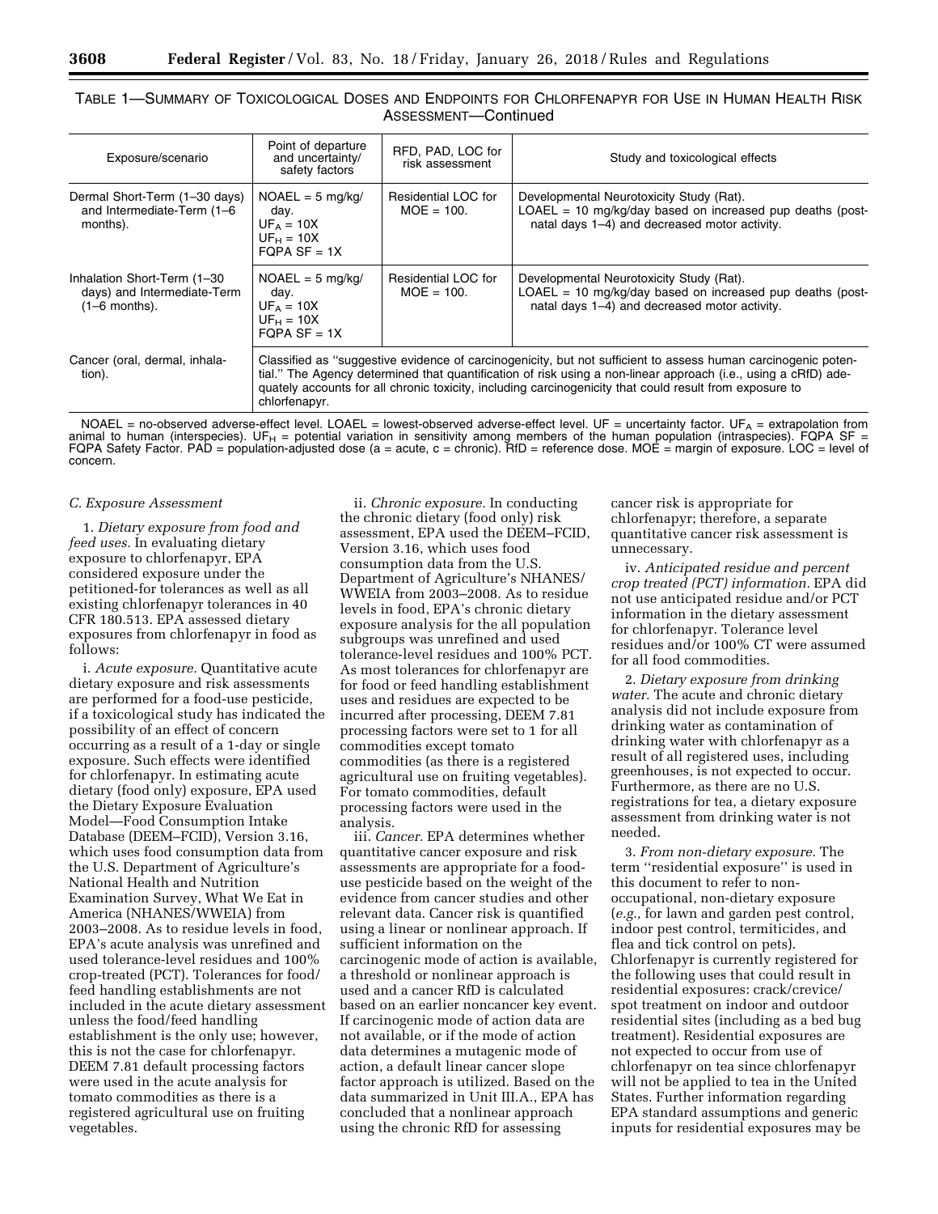TABLE 1—SUMMARY OF TOXICOLOGICAL DOSES AND ENDPOINTS FOR CHLORFENAPYR FOR USE IN HUMAN HEALTH RISK ASSESSMENT—Continued

| Exposure/scenario | Point of departure and uncertainty/safety factors | RFD, PAD, LOC for risk assessment | Study and toxicological effects |
|---|---|---|---|
| Dermal Short-Term (1–30 days) and Intermediate-Term (1–6 months). | NOAEL = 5 mg/kg/day. $UF_A$ = 10X $UF_H$ = 10X FQPA SF = 1X | Residential LOC for MOE = 100. | Developmental Neurotoxicity Study (Rat). LOAEL = 10 mg/kg/day based on increased pup deaths (post-natal days 1–4) and decreased motor activity. |
| Inhalation Short-Term (1–30 days) and Intermediate-Term (1–6 months). | NOAEL = 5 mg/kg/day. $UF_A$ = 10X $UF_H$ = 10X FQPA SF = 1X | Residential LOC for MOE = 100. | Developmental Neurotoxicity Study (Rat). LOAEL = 10 mg/kg/day based on increased pup deaths (post-natal days 1–4) and decreased motor activity. |
| Cancer (oral, dermal, inhalation). | Classified as "suggestive evidence of carcinogenicity, but not sufficient to assess human carcinogenic potential." The Agency determined that quantification of risk using a non-linear approach (i.e., using a cRfD) adequately accounts for all chronic toxicity, including carcinogenicity that could result from exposure to chlorfenapyr. | | |

NOAEL = no-observed adverse-effect level. LOAEL = lowest-observed adverse-effect level. UF = uncertainty factor. $UF_A$ = extrapolation from animal to human (interspecies). $UF_H$ = potential variation in sensitivity among members of the human population (intraspecies). FQPA SF = FQPA Safety Factor. PAD = population-adjusted dose (a = acute, c = chronic). RfD = reference dose. MOE = margin of exposure. LOC = level of concern.

*C. Exposure Assessment*

1. *Dietary exposure from food and feed uses.* In evaluating dietary exposure to chlorfenapyr, EPA considered exposure under the petitioned-for tolerances as well as all existing chlorfenapyr tolerances in 40 CFR 180.513. EPA assessed dietary exposures from chlorfenapyr in food as follows:

i. *Acute exposure.* Quantitative acute dietary exposure and risk assessments are performed for a food-use pesticide, if a toxicological study has indicated the possibility of an effect of concern occurring as a result of a 1-day or single exposure. Such effects were identified for chlorfenapyr. In estimating acute dietary (food only) exposure, EPA used the Dietary Exposure Evaluation Model—Food Consumption Intake Database (DEEM–FCID), Version 3.16, which uses food consumption data from the U.S. Department of Agriculture's National Health and Nutrition Examination Survey, What We Eat in America (NHANES/WWEIA) from 2003–2008. As to residue levels in food, EPA's acute analysis was unrefined and used tolerance-level residues and 100% crop-treated (PCT). Tolerances for food/feed handling establishments are not included in the acute dietary assessment unless the food/feed handling establishment is the only use; however, this is not the case for chlorfenapyr. DEEM 7.81 default processing factors were used in the acute analysis for tomato commodities as there is a registered agricultural use on fruiting vegetables.

ii. *Chronic exposure.* In conducting the chronic dietary (food only) risk assessment, EPA used the DEEM–FCID, Version 3.16, which uses food consumption data from the U.S. Department of Agriculture's NHANES/WWEIA from 2003–2008. As to residue levels in food, EPA's chronic dietary exposure analysis for the all population subgroups was unrefined and used tolerance-level residues and 100% PCT. As most tolerances for chlorfenapyr are for food or feed handling establishment uses and residues are expected to be incurred after processing, DEEM 7.81 processing factors were set to 1 for all commodities except tomato commodities (as there is a registered agricultural use on fruiting vegetables). For tomato commodities, default processing factors were used in the analysis.

iii. *Cancer.* EPA determines whether quantitative cancer exposure and risk assessments are appropriate for a food-use pesticide based on the weight of the evidence from cancer studies and other relevant data. Cancer risk is quantified using a linear or nonlinear approach. If sufficient information on the carcinogenic mode of action is available, a threshold or nonlinear approach is used and a cancer RfD is calculated based on an earlier noncancer key event. If carcinogenic mode of action data are not available, or if the mode of action data determines a mutagenic mode of action, a default linear cancer slope factor approach is utilized. Based on the data summarized in Unit III.A., EPA has concluded that a nonlinear approach using the chronic RfD for assessing cancer risk is appropriate for chlorfenapyr; therefore, a separate quantitative cancer risk assessment is unnecessary.

iv. *Anticipated residue and percent crop treated (PCT) information.* EPA did not use anticipated residue and/or PCT information in the dietary assessment for chlorfenapyr. Tolerance level residues and/or 100% CT were assumed for all food commodities.

2. *Dietary exposure from drinking water.* The acute and chronic dietary analysis did not include exposure from drinking water as contamination of drinking water with chlorfenapyr as a result of all registered uses, including greenhouses, is not expected to occur. Furthermore, as there are no U.S. registrations for tea, a dietary exposure assessment from drinking water is not needed.

3. *From non-dietary exposure.* The term "residential exposure" is used in this document to refer to non-occupational, non-dietary exposure (*e.g.,* for lawn and garden pest control, indoor pest control, termiticides, and flea and tick control on pets). Chlorfenapyr is currently registered for the following uses that could result in residential exposures: crack/crevice/spot treatment on indoor and outdoor residential sites (including as a bed bug treatment). Residential exposures are not expected to occur from use of chlorfenapyr on tea since chlorfenapyr will not be applied to tea in the United States. Further information regarding EPA standard assumptions and generic inputs for residential exposures may be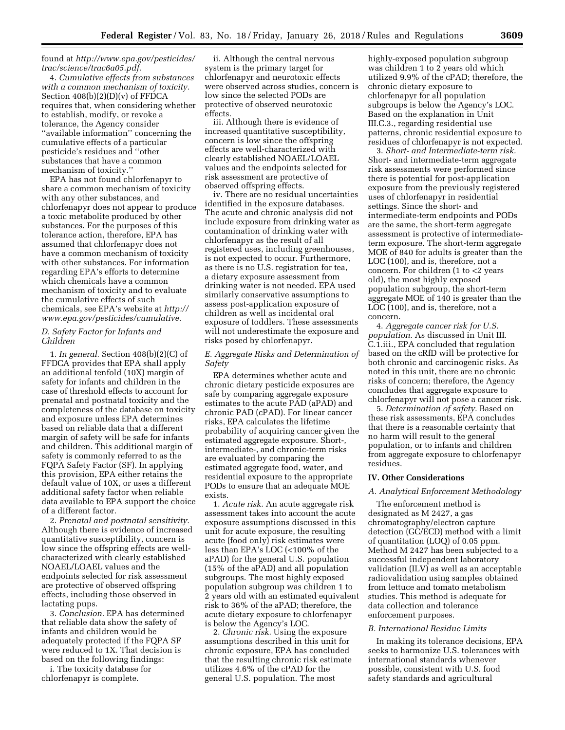found at *http://www.epa.gov/pesticides/trac/science/trac6a05.pdf.*

4. *Cumulative effects from substances with a common mechanism of toxicity.* Section 408(b)(2)(D)(v) of FFDCA requires that, when considering whether to establish, modify, or revoke a tolerance, the Agency consider ''available information'' concerning the cumulative effects of a particular pesticide's residues and ''other substances that have a common mechanism of toxicity.''

EPA has not found chlorfenapyr to share a common mechanism of toxicity with any other substances, and chlorfenapyr does not appear to produce a toxic metabolite produced by other substances. For the purposes of this tolerance action, therefore, EPA has assumed that chlorfenapyr does not have a common mechanism of toxicity with other substances. For information regarding EPA's efforts to determine which chemicals have a common mechanism of toxicity and to evaluate the cumulative effects of such chemicals, see EPA's website at *http://www.epa.gov/pesticides/cumulative.*

### *D. Safety Factor for Infants and Children*

1. *In general.* Section 408(b)(2)(C) of FFDCA provides that EPA shall apply an additional tenfold (10X) margin of safety for infants and children in the case of threshold effects to account for prenatal and postnatal toxicity and the completeness of the database on toxicity and exposure unless EPA determines based on reliable data that a different margin of safety will be safe for infants and children. This additional margin of safety is commonly referred to as the FQPA Safety Factor (SF). In applying this provision, EPA either retains the default value of 10X, or uses a different additional safety factor when reliable data available to EPA support the choice of a different factor.

2. *Prenatal and postnatal sensitivity.* Although there is evidence of increased quantitative susceptibility, concern is low since the offspring effects are well-characterized with clearly established NOAEL/LOAEL values and the endpoints selected for risk assessment are protective of observed offspring effects, including those observed in lactating pups.

3. *Conclusion.* EPA has determined that reliable data show the safety of infants and children would be adequately protected if the FQPA SF were reduced to 1X. That decision is based on the following findings:

i. The toxicity database for chlorfenapyr is complete.

ii. Although the central nervous system is the primary target for chlorfenapyr and neurotoxic effects were observed across studies, concern is low since the selected PODs are protective of observed neurotoxic effects.

iii. Although there is evidence of increased quantitative susceptibility, concern is low since the offspring effects are well-characterized with clearly established NOAEL/LOAEL values and the endpoints selected for risk assessment are protective of observed offspring effects.

iv. There are no residual uncertainties identified in the exposure databases. The acute and chronic analysis did not include exposure from drinking water as contamination of drinking water with chlorfenapyr as the result of all registered uses, including greenhouses, is not expected to occur. Furthermore, as there is no U.S. registration for tea, a dietary exposure assessment from drinking water is not needed. EPA used similarly conservative assumptions to assess post-application exposure of children as well as incidental oral exposure of toddlers. These assessments will not underestimate the exposure and risks posed by chlorfenapyr.

### *E. Aggregate Risks and Determination of Safety*

EPA determines whether acute and chronic dietary pesticide exposures are safe by comparing aggregate exposure estimates to the acute PAD (aPAD) and chronic PAD (cPAD). For linear cancer risks, EPA calculates the lifetime probability of acquiring cancer given the estimated aggregate exposure. Short-, intermediate-, and chronic-term risks are evaluated by comparing the estimated aggregate food, water, and residential exposure to the appropriate PODs to ensure that an adequate MOE exists.

1. *Acute risk.* An acute aggregate risk assessment takes into account the acute exposure assumptions discussed in this unit for acute exposure, the resulting acute (food only) risk estimates were less than EPA's LOC (<100% of the aPAD) for the general U.S. population (15% of the aPAD) and all population subgroups. The most highly exposed population subgroup was children 1 to 2 years old with an estimated equivalent risk to 36% of the aPAD; therefore, the acute dietary exposure to chlorfenapyr is below the Agency's LOC.

2. *Chronic risk.* Using the exposure assumptions described in this unit for chronic exposure, EPA has concluded that the resulting chronic risk estimate utilizes 4.6% of the cPAD for the general U.S. population. The most highly-exposed population subgroup was children 1 to 2 years old which utilized 9.9% of the cPAD; therefore, the chronic dietary exposure to chlorfenapyr for all population subgroups is below the Agency's LOC. Based on the explanation in Unit III.C.3., regarding residential use patterns, chronic residential exposure to residues of chlorfenapyr is not expected.

3. *Short- and Intermediate-term risk.* Short- and intermediate-term aggregate risk assessments were performed since there is potential for post-application exposure from the previously registered uses of chlorfenapyr in residential settings. Since the short- and intermediate-term endpoints and PODs are the same, the short-term aggregate assessment is protective of intermediate-term exposure. The short-term aggregate MOE of 840 for adults is greater than the LOC (100), and is, therefore, not a concern. For children (1 to <2 years old), the most highly exposed population subgroup, the short-term aggregate MOE of 140 is greater than the LOC (100), and is, therefore, not a concern.

4. *Aggregate cancer risk for U.S. population.* As discussed in Unit III. C.1.iii., EPA concluded that regulation based on the cRfD will be protective for both chronic and carcinogenic risks. As noted in this unit, there are no chronic risks of concern; therefore, the Agency concludes that aggregate exposure to chlorfenapyr will not pose a cancer risk.

5. *Determination of safety.* Based on these risk assessments, EPA concludes that there is a reasonable certainty that no harm will result to the general population, or to infants and children from aggregate exposure to chlorfenapyr residues.

## IV. Other Considerations

### *A. Analytical Enforcement Methodology*

The enforcement method is designated as M 2427, a gas chromatography/electron capture detection (GC/ECD) method with a limit of quantitation (LOQ) of 0.05 ppm. Method M 2427 has been subjected to a successful independent laboratory validation (ILV) as well as an acceptable radiovalidation using samples obtained from lettuce and tomato metabolism studies. This method is adequate for data collection and tolerance enforcement purposes.

### *B. International Residue Limits*

In making its tolerance decisions, EPA seeks to harmonize U.S. tolerances with international standards whenever possible, consistent with U.S. food safety standards and agricultural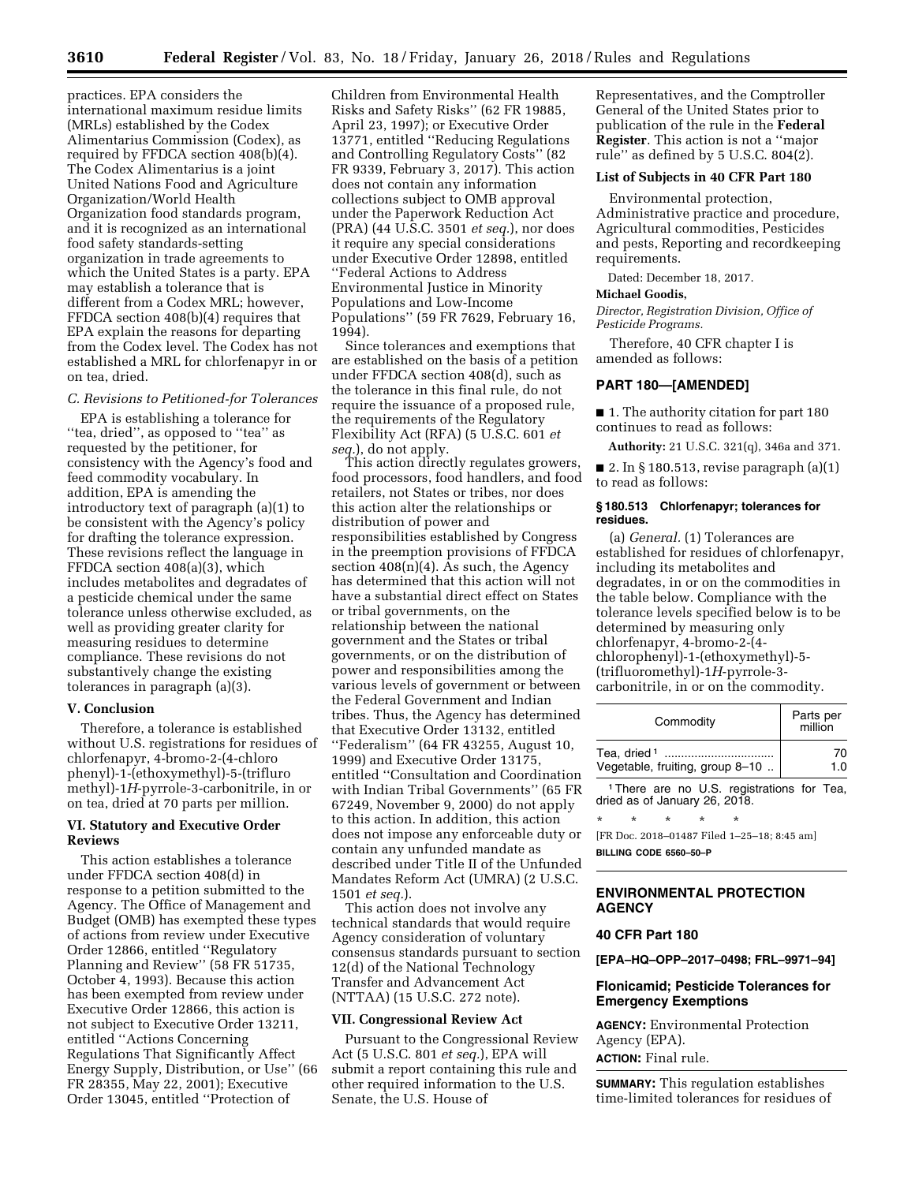practices. EPA considers the international maximum residue limits (MRLs) established by the Codex Alimentarius Commission (Codex), as required by FFDCA section 408(b)(4). The Codex Alimentarius is a joint United Nations Food and Agriculture Organization/World Health Organization food standards program, and it is recognized as an international food safety standards-setting organization in trade agreements to which the United States is a party. EPA may establish a tolerance that is different from a Codex MRL; however, FFDCA section 408(b)(4) requires that EPA explain the reasons for departing from the Codex level. The Codex has not established a MRL for chlorfenapyr in or on tea, dried.

*C. Revisions to Petitioned-for Tolerances*

EPA is establishing a tolerance for ''tea, dried'', as opposed to ''tea'' as requested by the petitioner, for consistency with the Agency's food and feed commodity vocabulary. In addition, EPA is amending the introductory text of paragraph (a)(1) to be consistent with the Agency's policy for drafting the tolerance expression. These revisions reflect the language in FFDCA section 408(a)(3), which includes metabolites and degradates of a pesticide chemical under the same tolerance unless otherwise excluded, as well as providing greater clarity for measuring residues to determine compliance. These revisions do not substantively change the existing tolerances in paragraph (a)(3).

### V. Conclusion

Therefore, a tolerance is established without U.S. registrations for residues of chlorfenapyr, 4-bromo-2-(4-chloro phenyl)-1-(ethoxymethyl)-5-(trifluro methyl)-1*H*-pyrrole-3-carbonitrile, in or on tea, dried at 70 parts per million.

### VI. Statutory and Executive Order Reviews

This action establishes a tolerance under FFDCA section 408(d) in response to a petition submitted to the Agency. The Office of Management and Budget (OMB) has exempted these types of actions from review under Executive Order 12866, entitled ''Regulatory Planning and Review'' (58 FR 51735, October 4, 1993). Because this action has been exempted from review under Executive Order 12866, this action is not subject to Executive Order 13211, entitled ''Actions Concerning Regulations That Significantly Affect Energy Supply, Distribution, or Use'' (66 FR 28355, May 22, 2001); Executive Order 13045, entitled ''Protection of Children from Environmental Health Risks and Safety Risks'' (62 FR 19885, April 23, 1997); or Executive Order 13771, entitled ''Reducing Regulations and Controlling Regulatory Costs'' (82 FR 9339, February 3, 2017). This action does not contain any information collections subject to OMB approval under the Paperwork Reduction Act (PRA) (44 U.S.C. 3501 *et seq.*), nor does it require any special considerations under Executive Order 12898, entitled ''Federal Actions to Address Environmental Justice in Minority Populations and Low-Income Populations'' (59 FR 7629, February 16, 1994).

Since tolerances and exemptions that are established on the basis of a petition under FFDCA section 408(d), such as the tolerance in this final rule, do not require the issuance of a proposed rule, the requirements of the Regulatory Flexibility Act (RFA) (5 U.S.C. 601 *et seq.*), do not apply.

This action directly regulates growers, food processors, food handlers, and food retailers, not States or tribes, nor does this action alter the relationships or distribution of power and responsibilities established by Congress in the preemption provisions of FFDCA section 408(n)(4). As such, the Agency has determined that this action will not have a substantial direct effect on States or tribal governments, on the relationship between the national government and the States or tribal governments, or on the distribution of power and responsibilities among the various levels of government or between the Federal Government and Indian tribes. Thus, the Agency has determined that Executive Order 13132, entitled ''Federalism'' (64 FR 43255, August 10, 1999) and Executive Order 13175, entitled ''Consultation and Coordination with Indian Tribal Governments'' (65 FR 67249, November 9, 2000) do not apply to this action. In addition, this action does not impose any enforceable duty or contain any unfunded mandate as described under Title II of the Unfunded Mandates Reform Act (UMRA) (2 U.S.C. 1501 *et seq.*).

This action does not involve any technical standards that would require Agency consideration of voluntary consensus standards pursuant to section 12(d) of the National Technology Transfer and Advancement Act (NTTAA) (15 U.S.C. 272 note).

### VII. Congressional Review Act

Pursuant to the Congressional Review Act (5 U.S.C. 801 *et seq.*), EPA will submit a report containing this rule and other required information to the U.S. Senate, the U.S. House of Representatives, and the Comptroller General of the United States prior to publication of the rule in the **Federal Register**. This action is not a ''major rule'' as defined by 5 U.S.C. 804(2).

### List of Subjects in 40 CFR Part 180

Environmental protection, Administrative practice and procedure, Agricultural commodities, Pesticides and pests, Reporting and recordkeeping requirements.

Dated: December 18, 2017.

**Michael Goodis,**

*Director, Registration Division, Office of Pesticide Programs.*

Therefore, 40 CFR chapter I is amended as follows:

## PART 180—[AMENDED]

■ 1. The authority citation for part 180 continues to read as follows:

**Authority:** 21 U.S.C. 321(q), 346a and 371.

■ 2. In § 180.513, revise paragraph (a)(1) to read as follows:

#### § 180.513 Chlorfenapyr; tolerances for residues.

(a) *General.* (1) Tolerances are established for residues of chlorfenapyr, including its metabolites and degradates, in or on the commodities in the table below. Compliance with the tolerance levels specified below is to be determined by measuring only chlorfenapyr, 4-bromo-2-(4-chlorophenyl)-1-(ethoxymethyl)-5-(trifluoromethyl)-1*H*-pyrrole-3-carbonitrile, in or on the commodity.

| Commodity | Parts per million |
|---|---|
| Tea, dried [1] | 70 |
| Vegetable, fruiting, group 8–10 | 1.0 |

[1] There are no U.S. registrations for Tea, dried as of January 26, 2018.

\* \* \* \* \*

[FR Doc. 2018–01487 Filed 1–25–18; 8:45 am]

**BILLING CODE 6560–50–P**

## ENVIRONMENTAL PROTECTION AGENCY

### 40 CFR Part 180

**[EPA–HQ–OPP–2017–0498; FRL–9971–94]**

### Flonicamid; Pesticide Tolerances for Emergency Exemptions

**AGENCY:** Environmental Protection Agency (EPA).

**ACTION:** Final rule.

**SUMMARY:** This regulation establishes time-limited tolerances for residues of